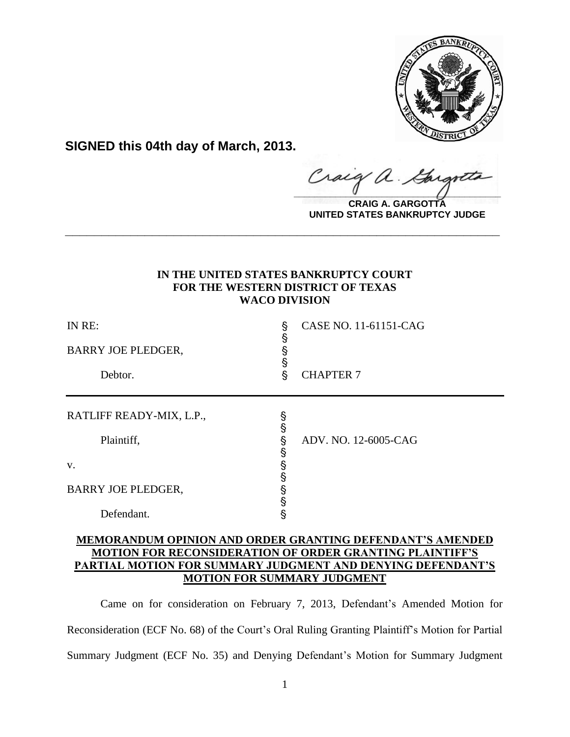**SIGNED this 04th day of March, 2013.**

**CRAIG A. GARGOTTA**
**UNITED STATES BANKRUPTCY JUDGE**

---

**IN THE UNITED STATES BANKRUPTCY COURT**
**FOR THE WESTERN DISTRICT OF TEXAS**
**WACO DIVISION**

| | | |
|---|---|---|
| IN RE: | § | CASE NO. 11-61151-CAG |
| | § | |
| BARRY JOE PLEDGER, | § | |
| | § | |
| Debtor. | § | CHAPTER 7 |

| | | |
|---|---|---|
| RATLIFF READY-MIX, L.P., | § | |
| | § | |
| Plaintiff, | § | ADV. NO. 12-6005-CAG |
| | § | |
| v. | § | |
| | § | |
| BARRY JOE PLEDGER, | § | |
| | § | |
| Defendant. | § | |

**MEMORANDUM OPINION AND ORDER GRANTING DEFENDANT'S AMENDED MOTION FOR RECONSIDERATION OF ORDER GRANTING PLAINTIFF'S PARTIAL MOTION FOR SUMMARY JUDGMENT AND DENYING DEFENDANT'S MOTION FOR SUMMARY JUDGMENT**

Came on for consideration on February 7, 2013, Defendant's Amended Motion for Reconsideration (ECF No. 68) of the Court's Oral Ruling Granting Plaintiff's Motion for Partial Summary Judgment (ECF No. 35) and Denying Defendant's Motion for Summary Judgment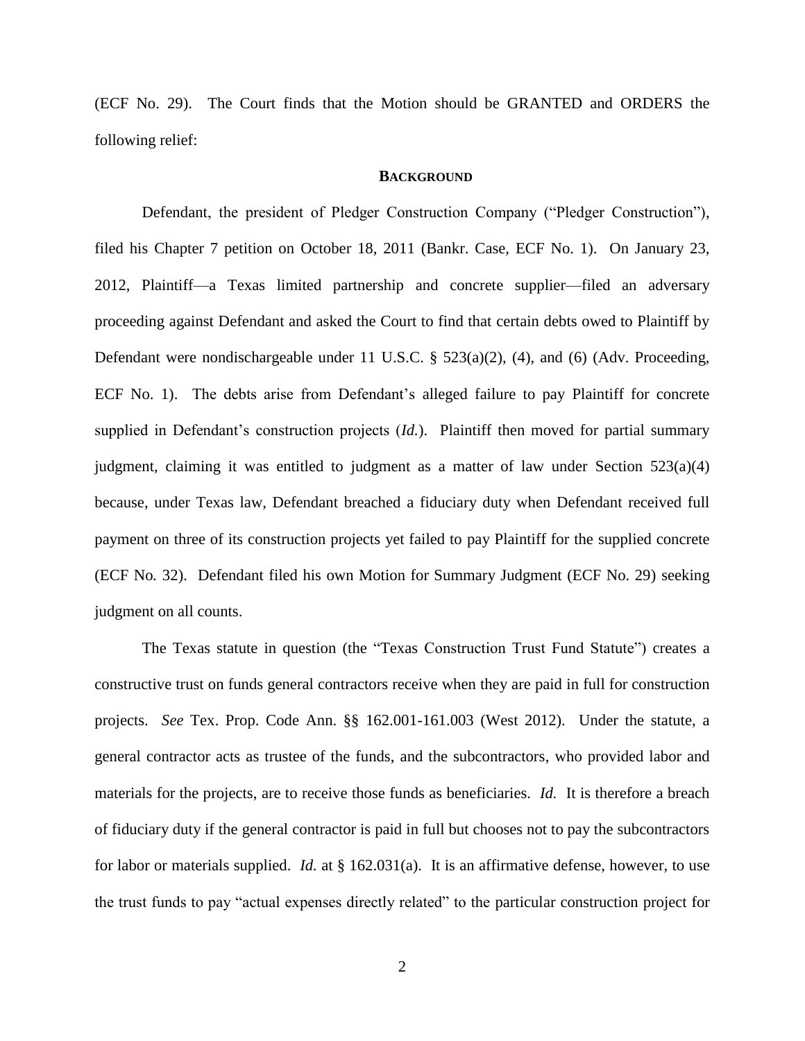(ECF No. 29). The Court finds that the Motion should be GRANTED and ORDERS the following relief:

## **BACKGROUND**

Defendant, the president of Pledger Construction Company ("Pledger Construction"), filed his Chapter 7 petition on October 18, 2011 (Bankr. Case, ECF No. 1). On January 23, 2012, Plaintiff—a Texas limited partnership and concrete supplier—filed an adversary proceeding against Defendant and asked the Court to find that certain debts owed to Plaintiff by Defendant were nondischargeable under 11 U.S.C. § 523(a)(2), (4), and (6) (Adv. Proceeding, ECF No. 1). The debts arise from Defendant's alleged failure to pay Plaintiff for concrete supplied in Defendant's construction projects (*Id.*). Plaintiff then moved for partial summary judgment, claiming it was entitled to judgment as a matter of law under Section 523(a)(4) because, under Texas law, Defendant breached a fiduciary duty when Defendant received full payment on three of its construction projects yet failed to pay Plaintiff for the supplied concrete (ECF No. 32). Defendant filed his own Motion for Summary Judgment (ECF No. 29) seeking judgment on all counts.

The Texas statute in question (the "Texas Construction Trust Fund Statute") creates a constructive trust on funds general contractors receive when they are paid in full for construction projects. *See* Tex. Prop. Code Ann. §§ 162.001-161.003 (West 2012). Under the statute, a general contractor acts as trustee of the funds, and the subcontractors, who provided labor and materials for the projects, are to receive those funds as beneficiaries. *Id.* It is therefore a breach of fiduciary duty if the general contractor is paid in full but chooses not to pay the subcontractors for labor or materials supplied. *Id.* at § 162.031(a). It is an affirmative defense, however, to use the trust funds to pay "actual expenses directly related" to the particular construction project for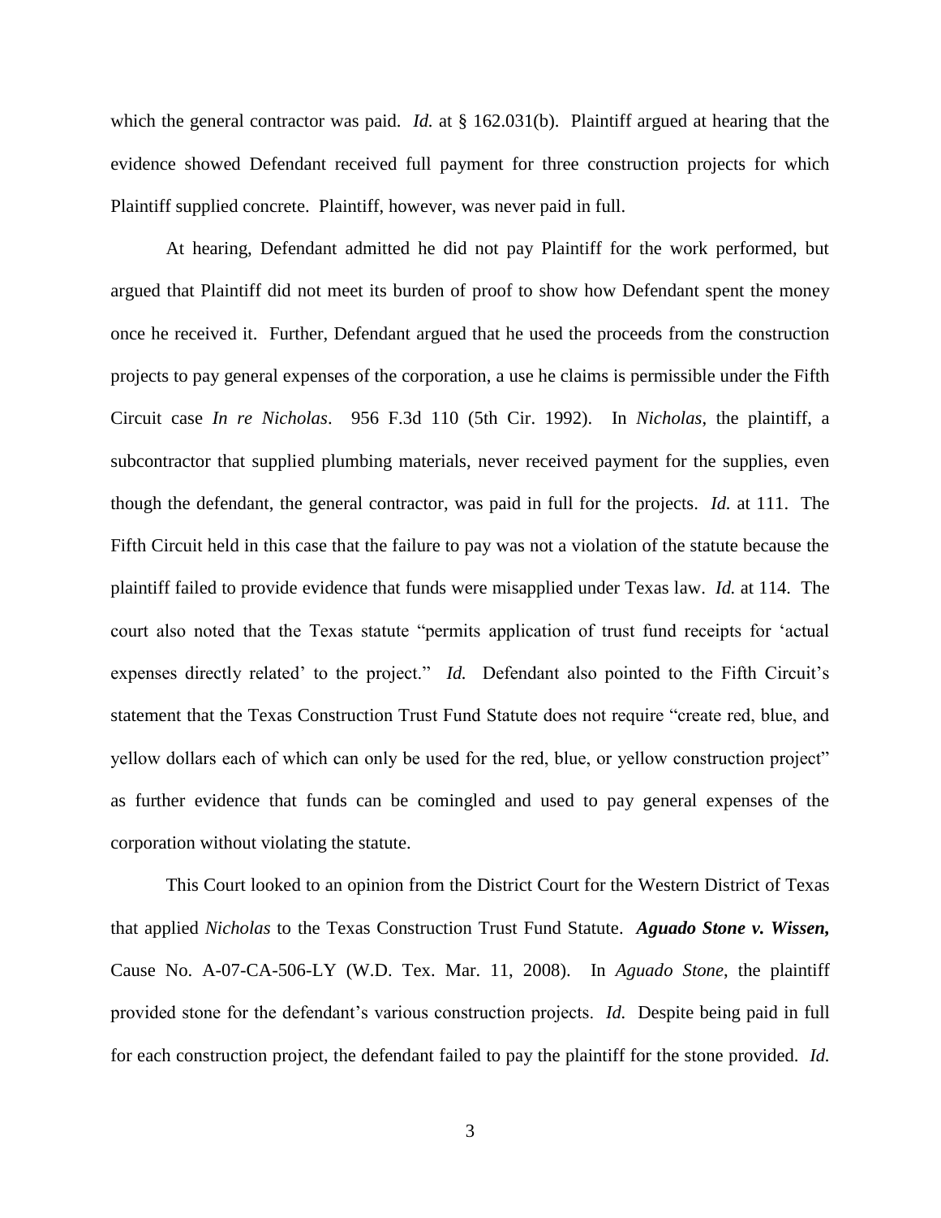which the general contractor was paid. *Id.* at § 162.031(b). Plaintiff argued at hearing that the evidence showed Defendant received full payment for three construction projects for which Plaintiff supplied concrete. Plaintiff, however, was never paid in full.

At hearing, Defendant admitted he did not pay Plaintiff for the work performed, but argued that Plaintiff did not meet its burden of proof to show how Defendant spent the money once he received it. Further, Defendant argued that he used the proceeds from the construction projects to pay general expenses of the corporation, a use he claims is permissible under the Fifth Circuit case *In re Nicholas*. 956 F.3d 110 (5th Cir. 1992). In *Nicholas*, the plaintiff, a subcontractor that supplied plumbing materials, never received payment for the supplies, even though the defendant, the general contractor, was paid in full for the projects. *Id.* at 111. The Fifth Circuit held in this case that the failure to pay was not a violation of the statute because the plaintiff failed to provide evidence that funds were misapplied under Texas law. *Id.* at 114. The court also noted that the Texas statute "permits application of trust fund receipts for 'actual expenses directly related' to the project." *Id.* Defendant also pointed to the Fifth Circuit's statement that the Texas Construction Trust Fund Statute does not require "create red, blue, and yellow dollars each of which can only be used for the red, blue, or yellow construction project" as further evidence that funds can be comingled and used to pay general expenses of the corporation without violating the statute.

This Court looked to an opinion from the District Court for the Western District of Texas that applied *Nicholas* to the Texas Construction Trust Fund Statute. ***Aguado Stone v. Wissen,*** Cause No. A-07-CA-506-LY (W.D. Tex. Mar. 11, 2008). In *Aguado Stone*, the plaintiff provided stone for the defendant's various construction projects. *Id.* Despite being paid in full for each construction project, the defendant failed to pay the plaintiff for the stone provided. *Id.*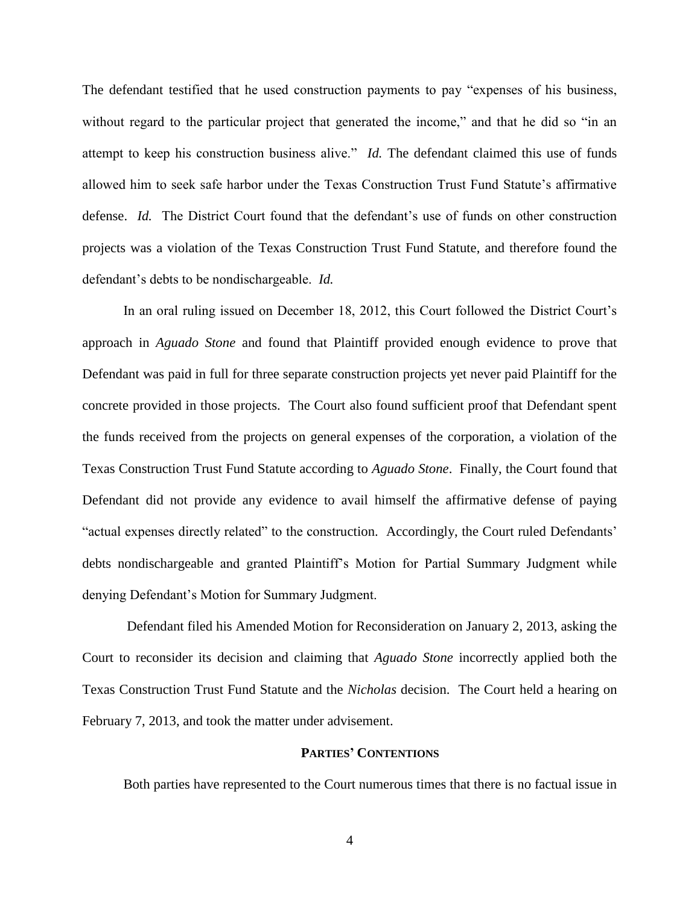The defendant testified that he used construction payments to pay "expenses of his business, without regard to the particular project that generated the income," and that he did so "in an attempt to keep his construction business alive." *Id.* The defendant claimed this use of funds allowed him to seek safe harbor under the Texas Construction Trust Fund Statute's affirmative defense. *Id.* The District Court found that the defendant's use of funds on other construction projects was a violation of the Texas Construction Trust Fund Statute, and therefore found the defendant's debts to be nondischargeable. *Id.*

In an oral ruling issued on December 18, 2012, this Court followed the District Court's approach in *Aguado Stone* and found that Plaintiff provided enough evidence to prove that Defendant was paid in full for three separate construction projects yet never paid Plaintiff for the concrete provided in those projects. The Court also found sufficient proof that Defendant spent the funds received from the projects on general expenses of the corporation, a violation of the Texas Construction Trust Fund Statute according to *Aguado Stone*. Finally, the Court found that Defendant did not provide any evidence to avail himself the affirmative defense of paying "actual expenses directly related" to the construction. Accordingly, the Court ruled Defendants' debts nondischargeable and granted Plaintiff's Motion for Partial Summary Judgment while denying Defendant's Motion for Summary Judgment.

Defendant filed his Amended Motion for Reconsideration on January 2, 2013, asking the Court to reconsider its decision and claiming that *Aguado Stone* incorrectly applied both the Texas Construction Trust Fund Statute and the *Nicholas* decision. The Court held a hearing on February 7, 2013, and took the matter under advisement.

## PARTIES' CONTENTIONS

Both parties have represented to the Court numerous times that there is no factual issue in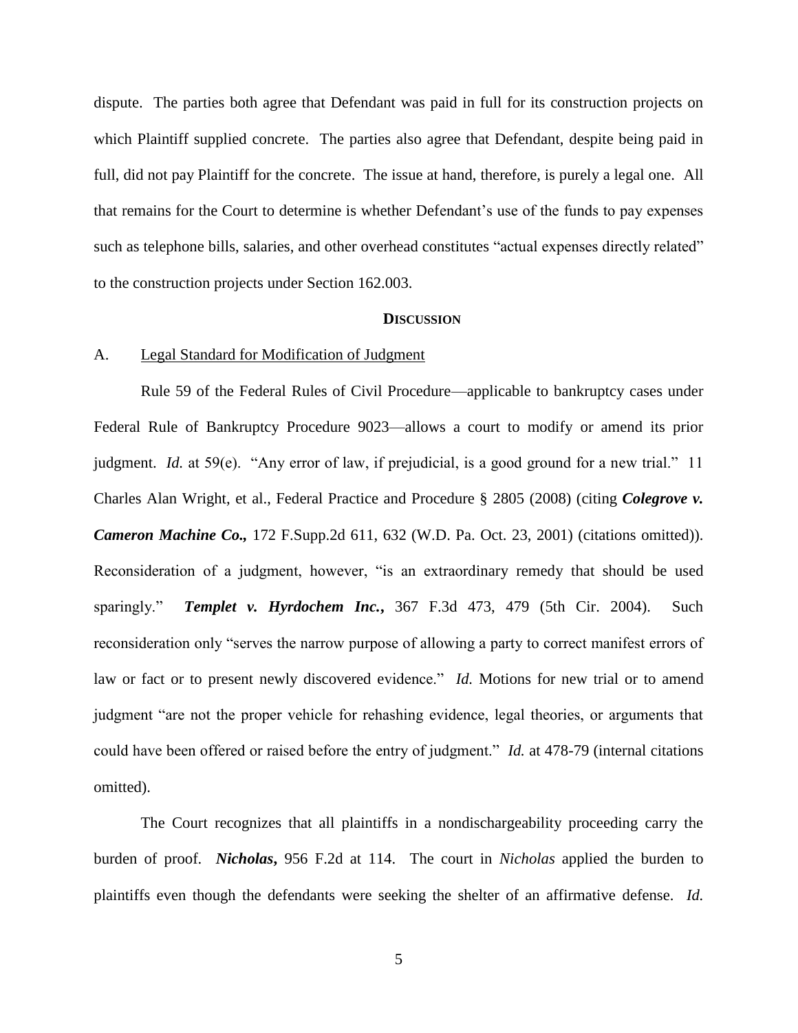dispute. The parties both agree that Defendant was paid in full for its construction projects on which Plaintiff supplied concrete. The parties also agree that Defendant, despite being paid in full, did not pay Plaintiff for the concrete. The issue at hand, therefore, is purely a legal one. All that remains for the Court to determine is whether Defendant's use of the funds to pay expenses such as telephone bills, salaries, and other overhead constitutes "actual expenses directly related" to the construction projects under Section 162.003.

## **DISCUSSION**

A. Legal Standard for Modification of Judgment

Rule 59 of the Federal Rules of Civil Procedure—applicable to bankruptcy cases under Federal Rule of Bankruptcy Procedure 9023—allows a court to modify or amend its prior judgment. *Id.* at 59(e). "Any error of law, if prejudicial, is a good ground for a new trial." 11 Charles Alan Wright, et al., Federal Practice and Procedure § 2805 (2008) (citing ***Colegrove v. Cameron Machine Co.,*** 172 F.Supp.2d 611, 632 (W.D. Pa. Oct. 23, 2001) (citations omitted)). Reconsideration of a judgment, however, "is an extraordinary remedy that should be used sparingly." ***Templet v. Hyrdochem Inc.***, 367 F.3d 473, 479 (5th Cir. 2004). Such reconsideration only "serves the narrow purpose of allowing a party to correct manifest errors of law or fact or to present newly discovered evidence." *Id.* Motions for new trial or to amend judgment "are not the proper vehicle for rehashing evidence, legal theories, or arguments that could have been offered or raised before the entry of judgment." *Id.* at 478-79 (internal citations omitted).

The Court recognizes that all plaintiffs in a nondischargeability proceeding carry the burden of proof. ***Nicholas***, 956 F.2d at 114. The court in *Nicholas* applied the burden to plaintiffs even though the defendants were seeking the shelter of an affirmative defense. *Id.*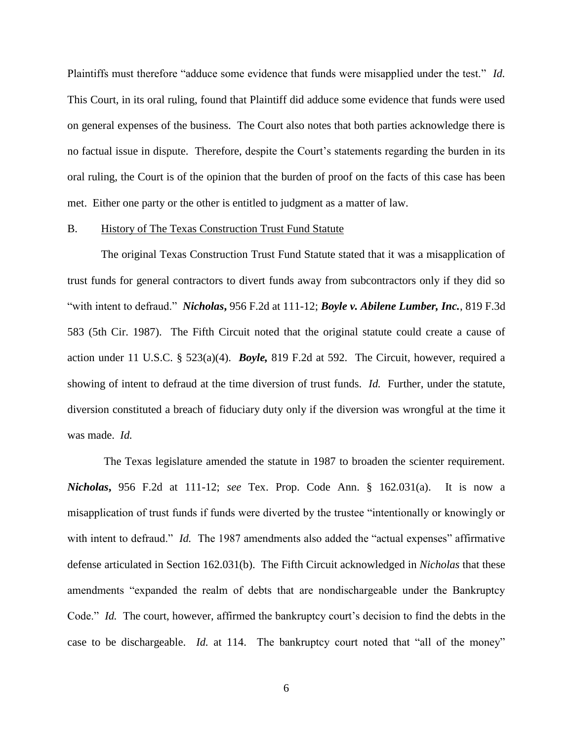Plaintiffs must therefore "adduce some evidence that funds were misapplied under the test." *Id.* This Court, in its oral ruling, found that Plaintiff did adduce some evidence that funds were used on general expenses of the business. The Court also notes that both parties acknowledge there is no factual issue in dispute. Therefore, despite the Court's statements regarding the burden in its oral ruling, the Court is of the opinion that the burden of proof on the facts of this case has been met. Either one party or the other is entitled to judgment as a matter of law.

B. History of The Texas Construction Trust Fund Statute

The original Texas Construction Trust Fund Statute stated that it was a misapplication of trust funds for general contractors to divert funds away from subcontractors only if they did so "with intent to defraud." ***Nicholas***, 956 F.2d at 111-12; ***Boyle v. Abilene Lumber, Inc.***, 819 F.3d 583 (5th Cir. 1987). The Fifth Circuit noted that the original statute could create a cause of action under 11 U.S.C. § 523(a)(4). ***Boyle,*** 819 F.2d at 592. The Circuit, however, required a showing of intent to defraud at the time diversion of trust funds. *Id.* Further, under the statute, diversion constituted a breach of fiduciary duty only if the diversion was wrongful at the time it was made. *Id.*

The Texas legislature amended the statute in 1987 to broaden the scienter requirement. ***Nicholas***, 956 F.2d at 111-12; *see* Tex. Prop. Code Ann. § 162.031(a). It is now a misapplication of trust funds if funds were diverted by the trustee "intentionally or knowingly or with intent to defraud." *Id.* The 1987 amendments also added the "actual expenses" affirmative defense articulated in Section 162.031(b). The Fifth Circuit acknowledged in *Nicholas* that these amendments "expanded the realm of debts that are nondischargeable under the Bankruptcy Code." *Id.* The court, however, affirmed the bankruptcy court's decision to find the debts in the case to be dischargeable. *Id.* at 114. The bankruptcy court noted that "all of the money"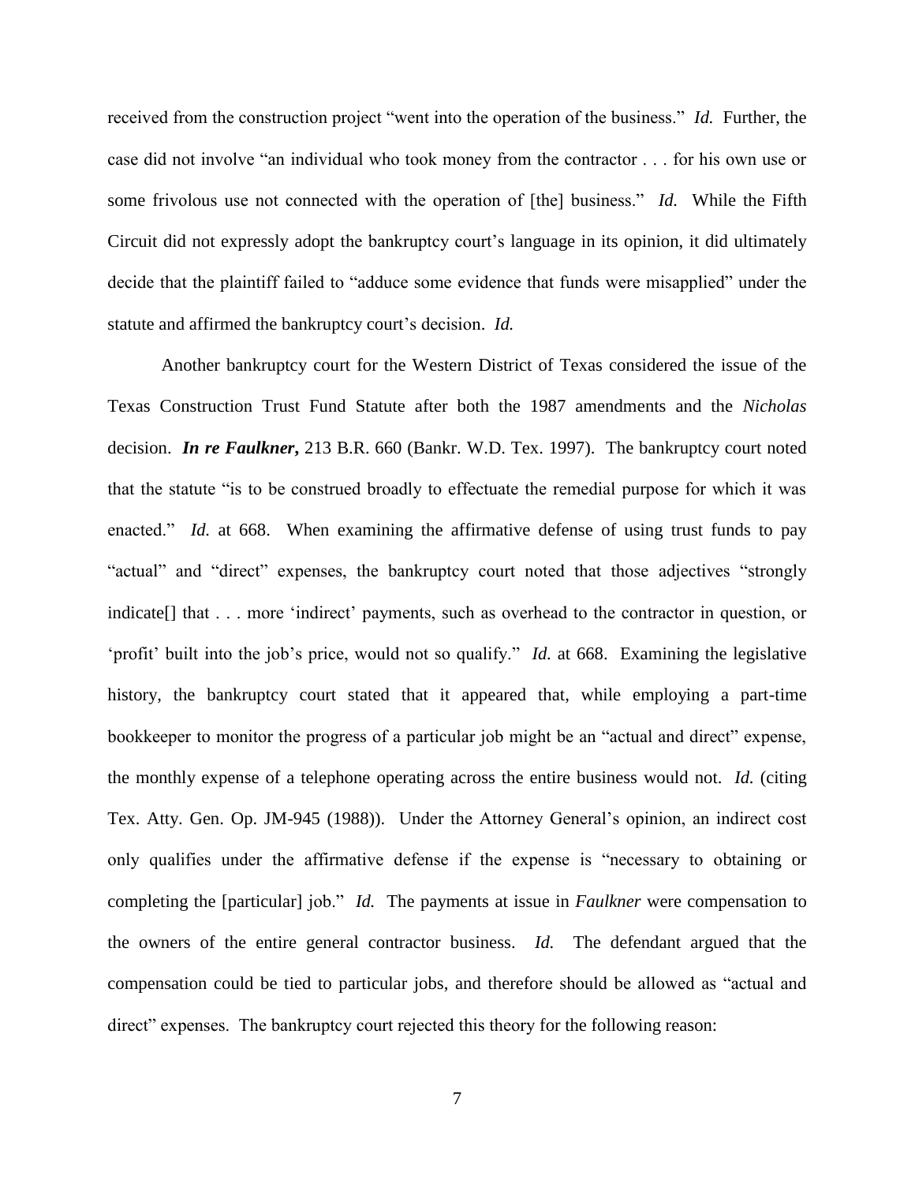received from the construction project "went into the operation of the business." *Id.* Further, the case did not involve "an individual who took money from the contractor . . . for his own use or some frivolous use not connected with the operation of [the] business." *Id.* While the Fifth Circuit did not expressly adopt the bankruptcy court's language in its opinion, it did ultimately decide that the plaintiff failed to "adduce some evidence that funds were misapplied" under the statute and affirmed the bankruptcy court's decision. *Id.*

Another bankruptcy court for the Western District of Texas considered the issue of the Texas Construction Trust Fund Statute after both the 1987 amendments and the *Nicholas* decision. ***In re Faulkner*,** 213 B.R. 660 (Bankr. W.D. Tex. 1997). The bankruptcy court noted that the statute "is to be construed broadly to effectuate the remedial purpose for which it was enacted." *Id.* at 668. When examining the affirmative defense of using trust funds to pay "actual" and "direct" expenses, the bankruptcy court noted that those adjectives "strongly indicate[] that . . . more 'indirect' payments, such as overhead to the contractor in question, or 'profit' built into the job's price, would not so qualify." *Id.* at 668. Examining the legislative history, the bankruptcy court stated that it appeared that, while employing a part-time bookkeeper to monitor the progress of a particular job might be an "actual and direct" expense, the monthly expense of a telephone operating across the entire business would not. *Id.* (citing Tex. Atty. Gen. Op. JM-945 (1988)). Under the Attorney General's opinion, an indirect cost only qualifies under the affirmative defense if the expense is "necessary to obtaining or completing the [particular] job." *Id.* The payments at issue in *Faulkner* were compensation to the owners of the entire general contractor business. *Id.* The defendant argued that the compensation could be tied to particular jobs, and therefore should be allowed as "actual and direct" expenses. The bankruptcy court rejected this theory for the following reason: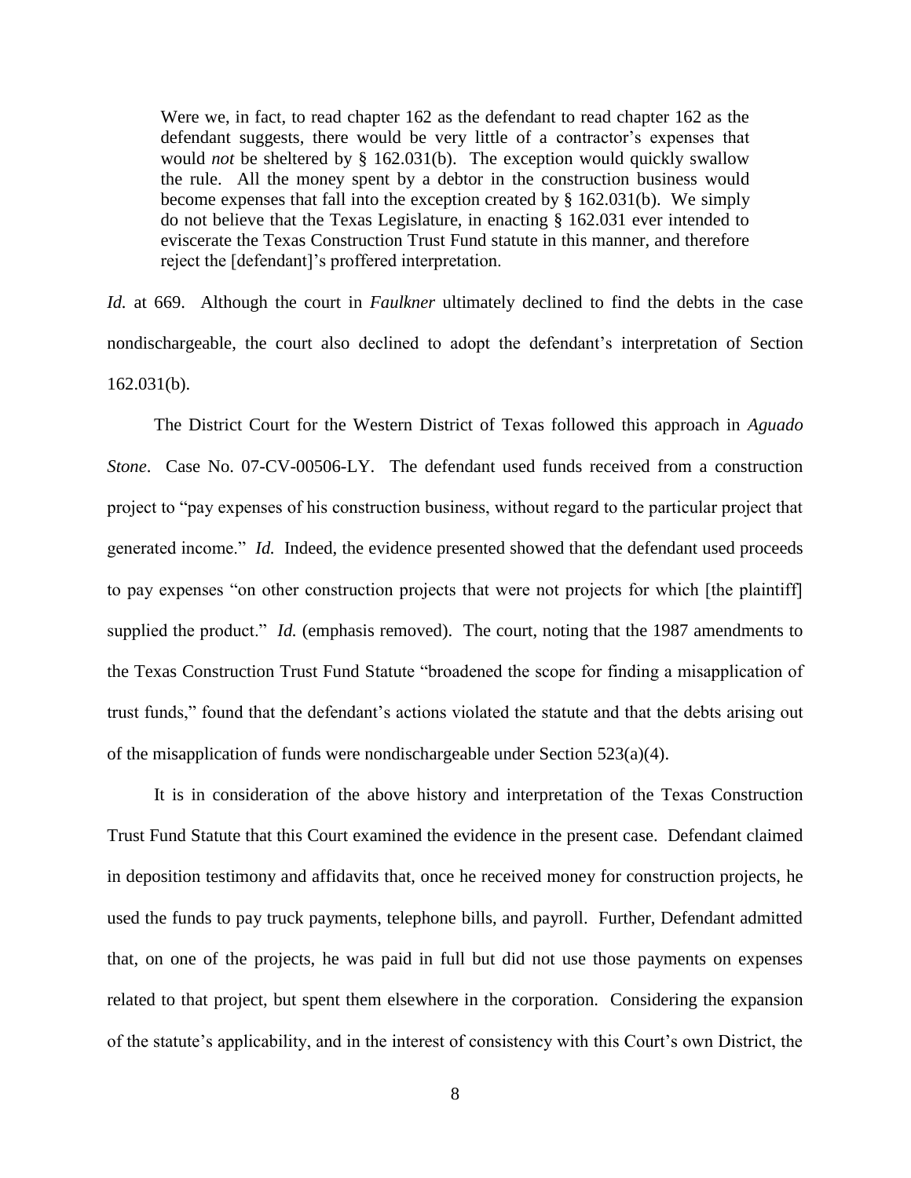> Were we, in fact, to read chapter 162 as the defendant to read chapter 162 as the defendant suggests, there would be very little of a contractor's expenses that would *not* be sheltered by § 162.031(b). The exception would quickly swallow the rule. All the money spent by a debtor in the construction business would become expenses that fall into the exception created by § 162.031(b). We simply do not believe that the Texas Legislature, in enacting § 162.031 ever intended to eviscerate the Texas Construction Trust Fund statute in this manner, and therefore reject the [defendant]'s proffered interpretation.

*Id.* at 669. Although the court in *Faulkner* ultimately declined to find the debts in the case nondischargeable, the court also declined to adopt the defendant's interpretation of Section 162.031(b).

The District Court for the Western District of Texas followed this approach in *Aguado Stone*. Case No. 07-CV-00506-LY. The defendant used funds received from a construction project to "pay expenses of his construction business, without regard to the particular project that generated income." *Id.* Indeed, the evidence presented showed that the defendant used proceeds to pay expenses "on other construction projects that were not projects for which [the plaintiff] supplied the product." *Id.* (emphasis removed). The court, noting that the 1987 amendments to the Texas Construction Trust Fund Statute "broadened the scope for finding a misapplication of trust funds," found that the defendant's actions violated the statute and that the debts arising out of the misapplication of funds were nondischargeable under Section 523(a)(4).

It is in consideration of the above history and interpretation of the Texas Construction Trust Fund Statute that this Court examined the evidence in the present case. Defendant claimed in deposition testimony and affidavits that, once he received money for construction projects, he used the funds to pay truck payments, telephone bills, and payroll. Further, Defendant admitted that, on one of the projects, he was paid in full but did not use those payments on expenses related to that project, but spent them elsewhere in the corporation. Considering the expansion of the statute's applicability, and in the interest of consistency with this Court's own District, the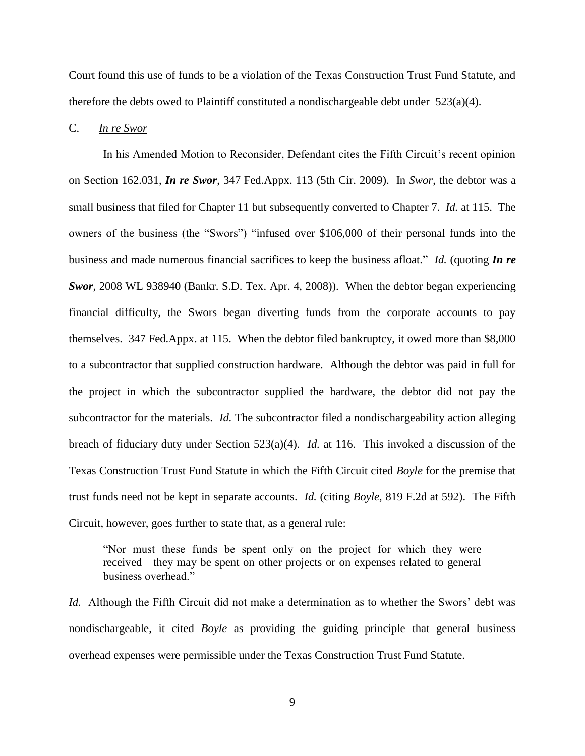Court found this use of funds to be a violation of the Texas Construction Trust Fund Statute, and therefore the debts owed to Plaintiff constituted a nondischargeable debt under 523(a)(4).

C. *In re Swor*

In his Amended Motion to Reconsider, Defendant cites the Fifth Circuit's recent opinion on Section 162.031, ***In re Swor***, 347 Fed.Appx. 113 (5th Cir. 2009). In *Swor*, the debtor was a small business that filed for Chapter 11 but subsequently converted to Chapter 7. *Id.* at 115. The owners of the business (the "Swors") "infused over $106,000 of their personal funds into the business and made numerous financial sacrifices to keep the business afloat." *Id.* (quoting ***In re Swor***, 2008 WL 938940 (Bankr. S.D. Tex. Apr. 4, 2008)). When the debtor began experiencing financial difficulty, the Swors began diverting funds from the corporate accounts to pay themselves. 347 Fed.Appx. at 115. When the debtor filed bankruptcy, it owed more than $8,000 to a subcontractor that supplied construction hardware. Although the debtor was paid in full for the project in which the subcontractor supplied the hardware, the debtor did not pay the subcontractor for the materials. *Id.* The subcontractor filed a nondischargeability action alleging breach of fiduciary duty under Section 523(a)(4). *Id.* at 116. This invoked a discussion of the Texas Construction Trust Fund Statute in which the Fifth Circuit cited *Boyle* for the premise that trust funds need not be kept in separate accounts. *Id.* (citing *Boyle*, 819 F.2d at 592). The Fifth Circuit, however, goes further to state that, as a general rule:

> "Nor must these funds be spent only on the project for which they were received—they may be spent on other projects or on expenses related to general business overhead."

*Id.* Although the Fifth Circuit did not make a determination as to whether the Swors' debt was nondischargeable, it cited *Boyle* as providing the guiding principle that general business overhead expenses were permissible under the Texas Construction Trust Fund Statute.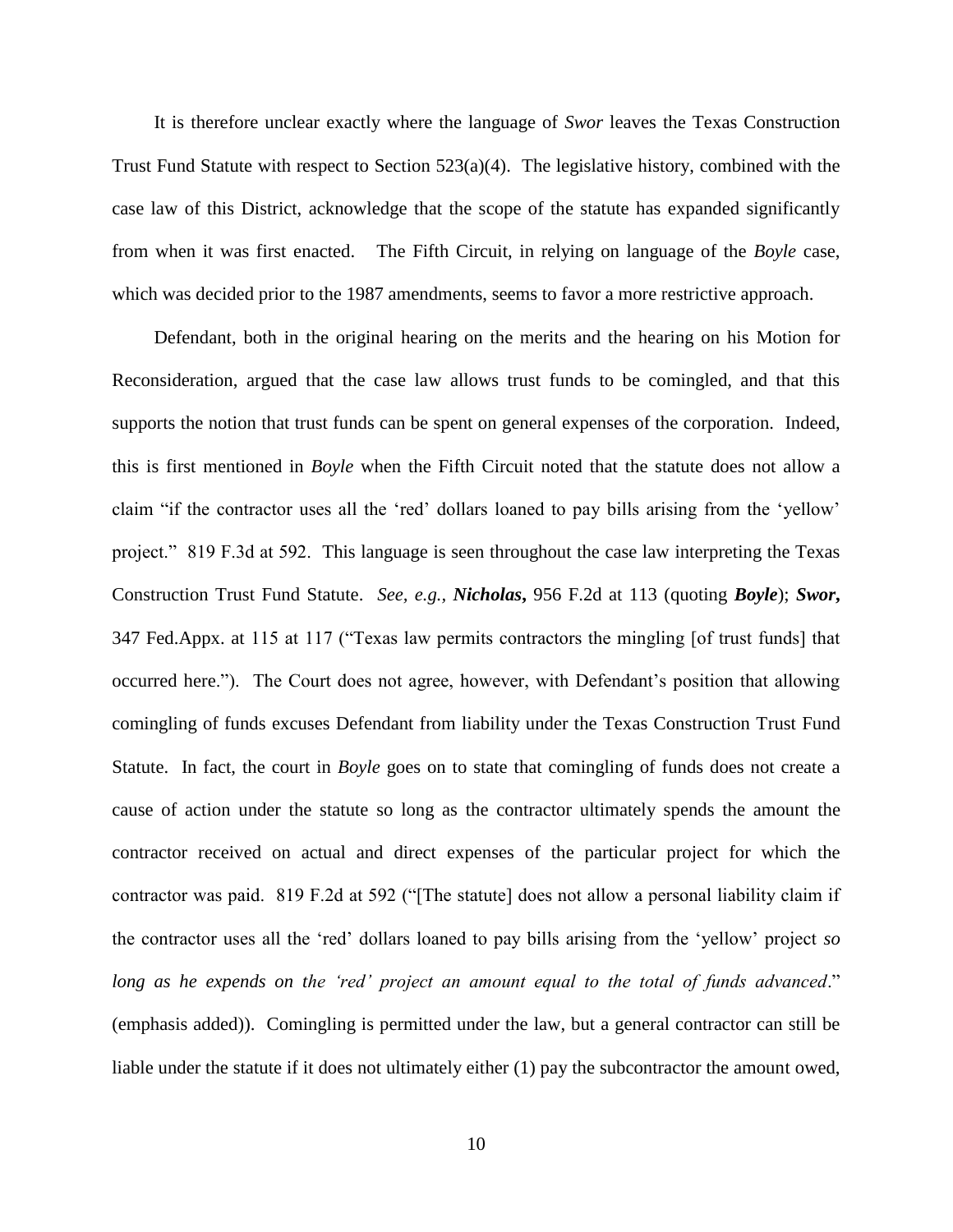It is therefore unclear exactly where the language of *Swor* leaves the Texas Construction Trust Fund Statute with respect to Section 523(a)(4). The legislative history, combined with the case law of this District, acknowledge that the scope of the statute has expanded significantly from when it was first enacted. The Fifth Circuit, in relying on language of the *Boyle* case, which was decided prior to the 1987 amendments, seems to favor a more restrictive approach.

Defendant, both in the original hearing on the merits and the hearing on his Motion for Reconsideration, argued that the case law allows trust funds to be comingled, and that this supports the notion that trust funds can be spent on general expenses of the corporation. Indeed, this is first mentioned in *Boyle* when the Fifth Circuit noted that the statute does not allow a claim "if the contractor uses all the 'red' dollars loaned to pay bills arising from the 'yellow' project." 819 F.3d at 592. This language is seen throughout the case law interpreting the Texas Construction Trust Fund Statute. *See, e.g.,* ***Nicholas*****,** 956 F.2d at 113 (quoting ***Boyle***); ***Swor*****,** 347 Fed.Appx. at 115 at 117 ("Texas law permits contractors the mingling [of trust funds] that occurred here."). The Court does not agree, however, with Defendant's position that allowing comingling of funds excuses Defendant from liability under the Texas Construction Trust Fund Statute. In fact, the court in *Boyle* goes on to state that comingling of funds does not create a cause of action under the statute so long as the contractor ultimately spends the amount the contractor received on actual and direct expenses of the particular project for which the contractor was paid. 819 F.2d at 592 ("[The statute] does not allow a personal liability claim if the contractor uses all the 'red' dollars loaned to pay bills arising from the 'yellow' project *so long as he expends on the 'red' project an amount equal to the total of funds advanced*." (emphasis added)). Comingling is permitted under the law, but a general contractor can still be liable under the statute if it does not ultimately either (1) pay the subcontractor the amount owed,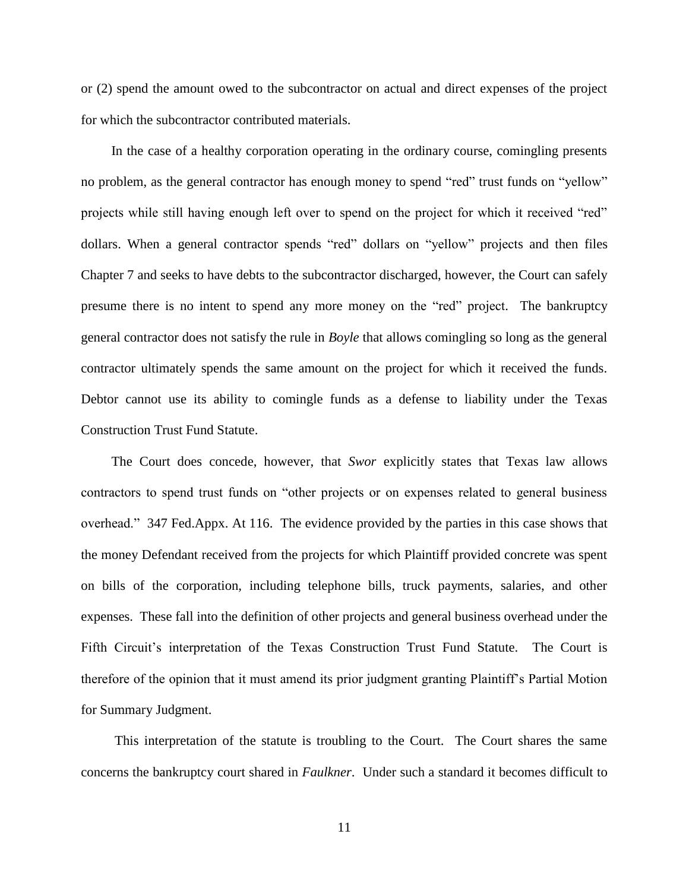or (2) spend the amount owed to the subcontractor on actual and direct expenses of the project for which the subcontractor contributed materials.

In the case of a healthy corporation operating in the ordinary course, comingling presents no problem, as the general contractor has enough money to spend "red" trust funds on "yellow" projects while still having enough left over to spend on the project for which it received "red" dollars. When a general contractor spends "red" dollars on "yellow" projects and then files Chapter 7 and seeks to have debts to the subcontractor discharged, however, the Court can safely presume there is no intent to spend any more money on the "red" project. The bankruptcy general contractor does not satisfy the rule in *Boyle* that allows comingling so long as the general contractor ultimately spends the same amount on the project for which it received the funds. Debtor cannot use its ability to comingle funds as a defense to liability under the Texas Construction Trust Fund Statute.

The Court does concede, however, that *Swor* explicitly states that Texas law allows contractors to spend trust funds on "other projects or on expenses related to general business overhead." 347 Fed.Appx. At 116. The evidence provided by the parties in this case shows that the money Defendant received from the projects for which Plaintiff provided concrete was spent on bills of the corporation, including telephone bills, truck payments, salaries, and other expenses. These fall into the definition of other projects and general business overhead under the Fifth Circuit's interpretation of the Texas Construction Trust Fund Statute. The Court is therefore of the opinion that it must amend its prior judgment granting Plaintiff's Partial Motion for Summary Judgment.

This interpretation of the statute is troubling to the Court. The Court shares the same concerns the bankruptcy court shared in *Faulkner*. Under such a standard it becomes difficult to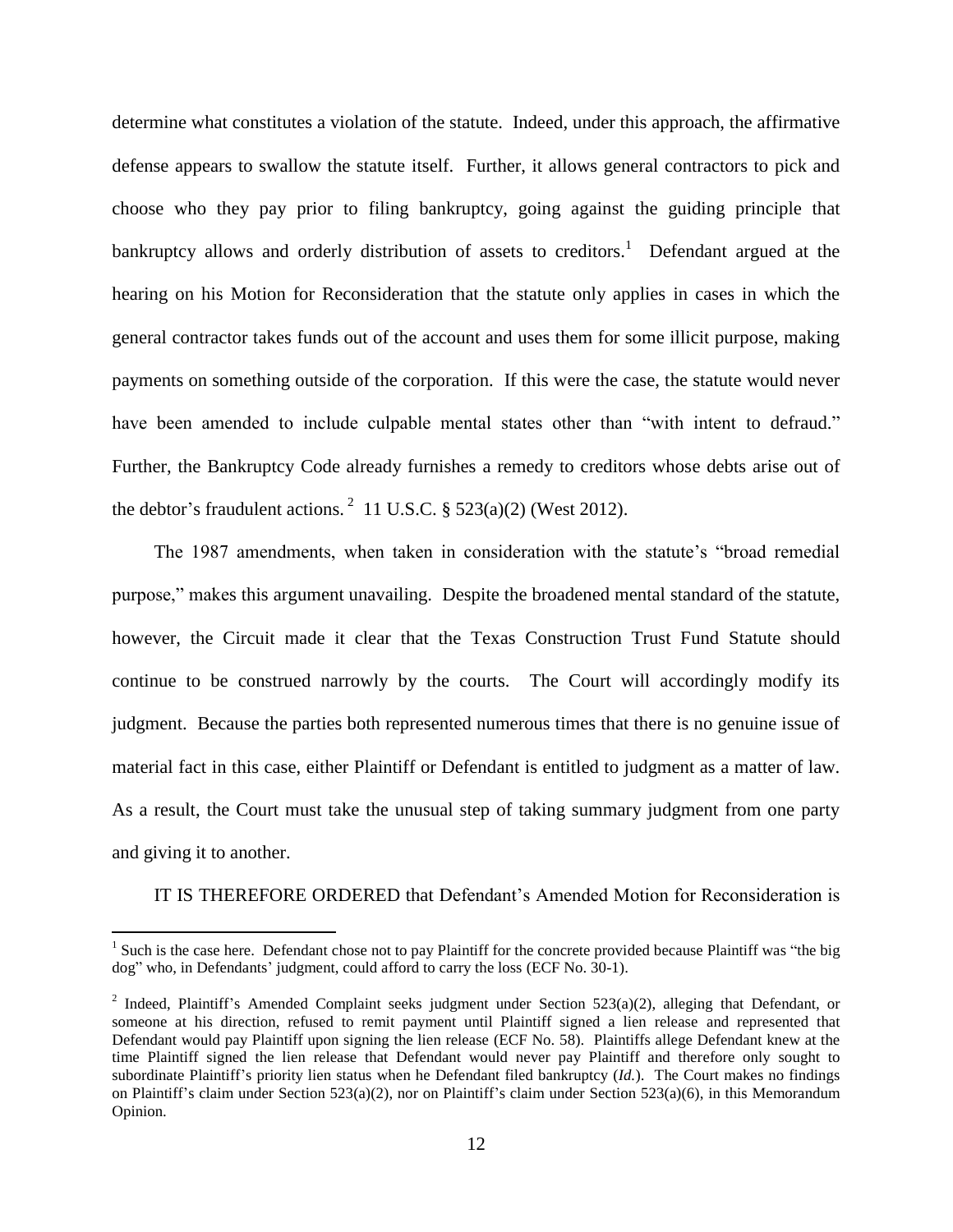determine what constitutes a violation of the statute. Indeed, under this approach, the affirmative defense appears to swallow the statute itself. Further, it allows general contractors to pick and choose who they pay prior to filing bankruptcy, going against the guiding principle that bankruptcy allows and orderly distribution of assets to creditors.[1] Defendant argued at the hearing on his Motion for Reconsideration that the statute only applies in cases in which the general contractor takes funds out of the account and uses them for some illicit purpose, making payments on something outside of the corporation. If this were the case, the statute would never have been amended to include culpable mental states other than "with intent to defraud." Further, the Bankruptcy Code already furnishes a remedy to creditors whose debts arise out of the debtor's fraudulent actions.[2] 11 U.S.C. § 523(a)(2) (West 2012).

The 1987 amendments, when taken in consideration with the statute's "broad remedial purpose," makes this argument unavailing. Despite the broadened mental standard of the statute, however, the Circuit made it clear that the Texas Construction Trust Fund Statute should continue to be construed narrowly by the courts. The Court will accordingly modify its judgment. Because the parties both represented numerous times that there is no genuine issue of material fact in this case, either Plaintiff or Defendant is entitled to judgment as a matter of law. As a result, the Court must take the unusual step of taking summary judgment from one party and giving it to another.

IT IS THEREFORE ORDERED that Defendant's Amended Motion for Reconsideration is

---

[1] Such is the case here. Defendant chose not to pay Plaintiff for the concrete provided because Plaintiff was "the big dog" who, in Defendants' judgment, could afford to carry the loss (ECF No. 30-1).

[2] Indeed, Plaintiff's Amended Complaint seeks judgment under Section 523(a)(2), alleging that Defendant, or someone at his direction, refused to remit payment until Plaintiff signed a lien release and represented that Defendant would pay Plaintiff upon signing the lien release (ECF No. 58). Plaintiffs allege Defendant knew at the time Plaintiff signed the lien release that Defendant would never pay Plaintiff and therefore only sought to subordinate Plaintiff's priority lien status when he Defendant filed bankruptcy (*Id.*). The Court makes no findings on Plaintiff's claim under Section 523(a)(2), nor on Plaintiff's claim under Section 523(a)(6), in this Memorandum Opinion.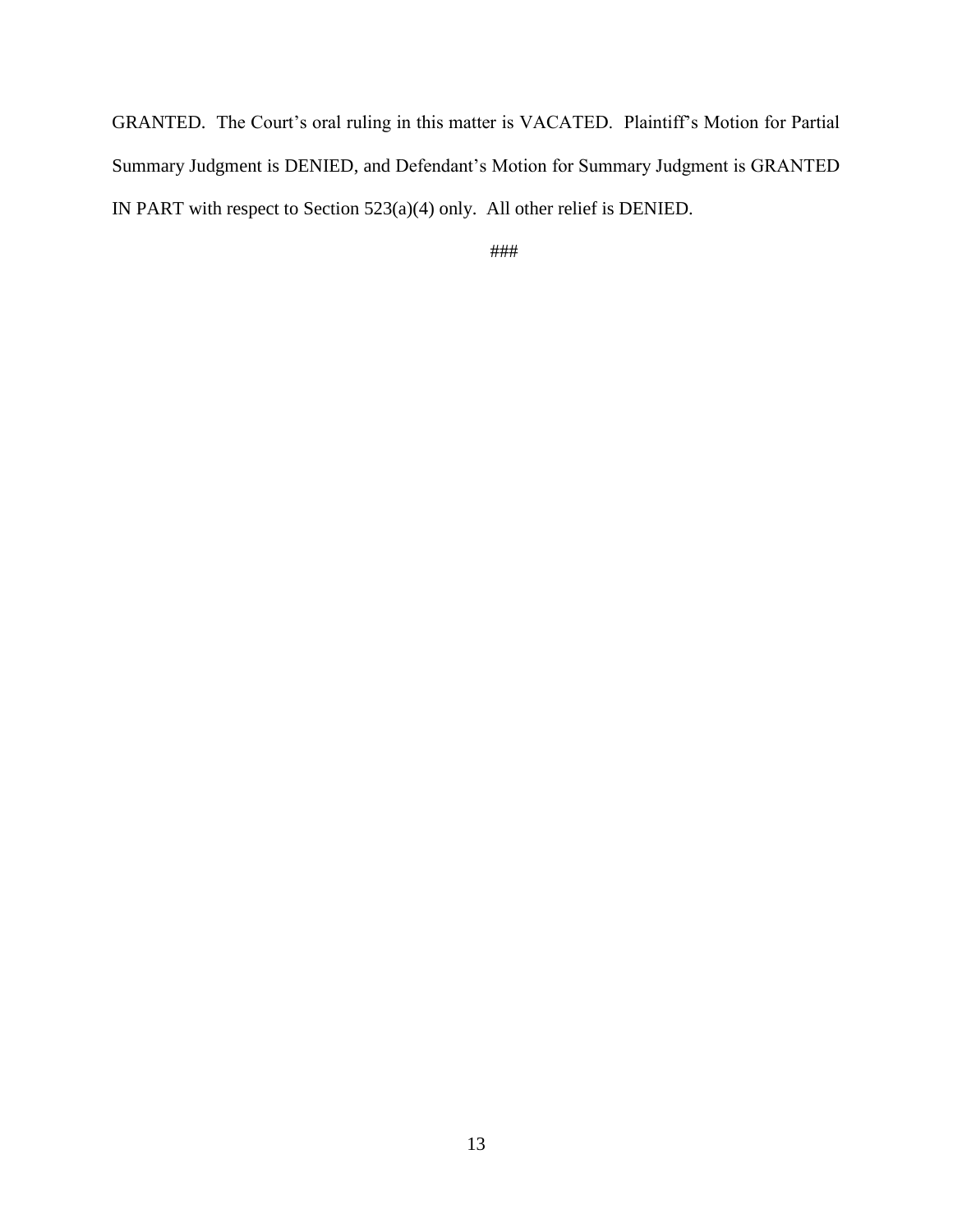GRANTED. The Court's oral ruling in this matter is VACATED. Plaintiff's Motion for Partial Summary Judgment is DENIED, and Defendant's Motion for Summary Judgment is GRANTED IN PART with respect to Section 523(a)(4) only. All other relief is DENIED.

###